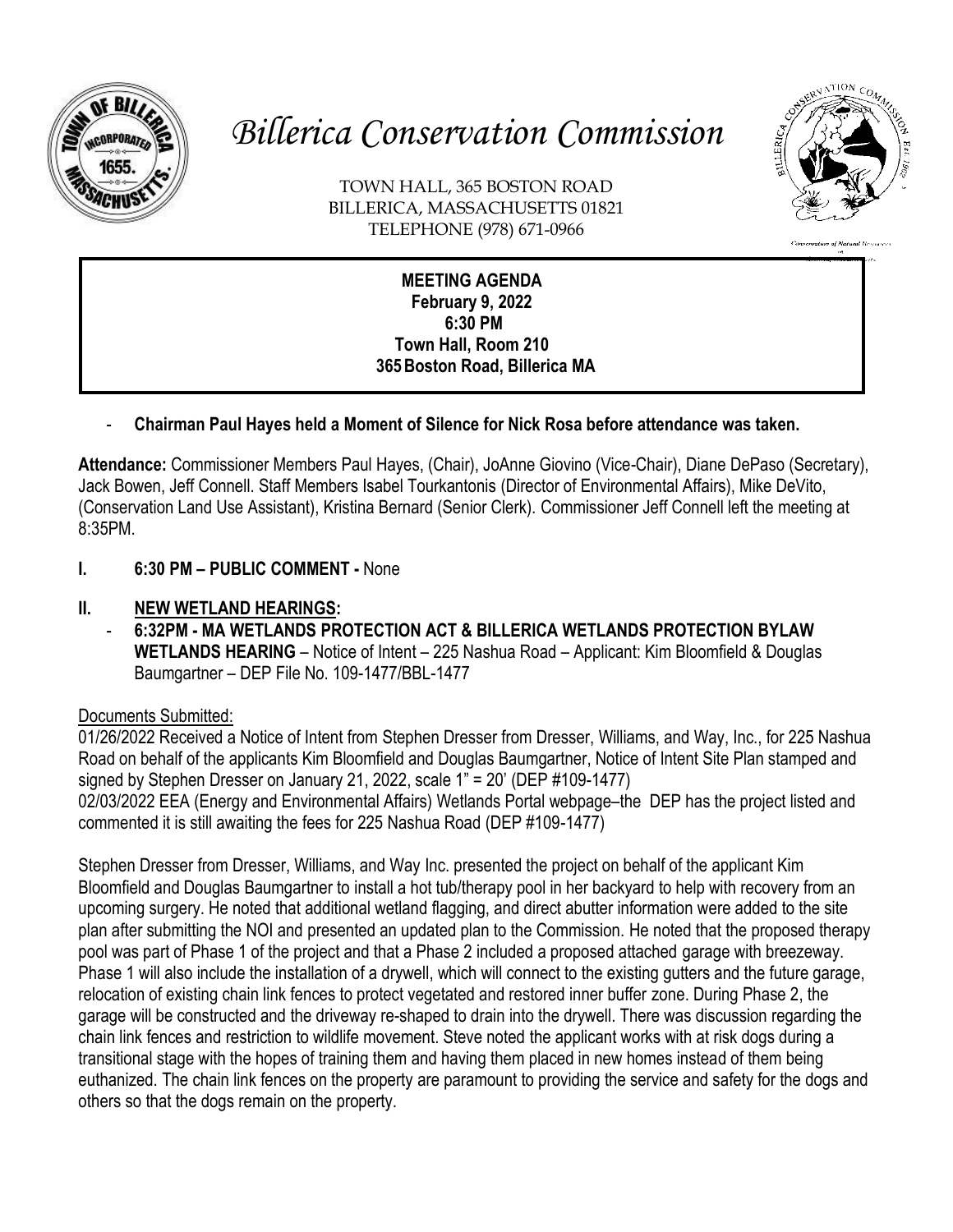# Billerica Conservation Commission

TOWN HALL, 365 BOSTON ROAD
BILLERICA, MASSACHUSETTS 01821
TELEPHONE (978) 671-0966

**MEETING AGENDA**
**February 9, 2022**
**6:30 PM**
**Town Hall, Room 210**
**365 Boston Road, Billerica MA**

- **Chairman Paul Hayes held a Moment of Silence for Nick Rosa before attendance was taken.**

**Attendance:** Commissioner Members Paul Hayes, (Chair), JoAnne Giovino (Vice-Chair), Diane DePaso (Secretary), Jack Bowen, Jeff Connell. Staff Members Isabel Tourkantonis (Director of Environmental Affairs), Mike DeVito, (Conservation Land Use Assistant), Kristina Bernard (Senior Clerk). Commissioner Jeff Connell left the meeting at 8:35PM.

## I. 6:30 PM – PUBLIC COMMENT - None

## II. NEW WETLAND HEARINGS:

- **6:32PM - MA WETLANDS PROTECTION ACT & BILLERICA WETLANDS PROTECTION BYLAW WETLANDS HEARING** – Notice of Intent – 225 Nashua Road – Applicant: Kim Bloomfield & Douglas Baumgartner – DEP File No. 109-1477/BBL-1477

Documents Submitted:

01/26/2022 Received a Notice of Intent from Stephen Dresser from Dresser, Williams, and Way, Inc., for 225 Nashua Road on behalf of the applicants Kim Bloomfield and Douglas Baumgartner, Notice of Intent Site Plan stamped and signed by Stephen Dresser on January 21, 2022, scale 1" = 20' (DEP #109-1477)

02/03/2022 EEA (Energy and Environmental Affairs) Wetlands Portal webpage–the DEP has the project listed and commented it is still awaiting the fees for 225 Nashua Road (DEP #109-1477)

Stephen Dresser from Dresser, Williams, and Way Inc. presented the project on behalf of the applicant Kim Bloomfield and Douglas Baumgartner to install a hot tub/therapy pool in her backyard to help with recovery from an upcoming surgery. He noted that additional wetland flagging, and direct abutter information were added to the site plan after submitting the NOI and presented an updated plan to the Commission. He noted that the proposed therapy pool was part of Phase 1 of the project and that a Phase 2 included a proposed attached garage with breezeway. Phase 1 will also include the installation of a drywell, which will connect to the existing gutters and the future garage, relocation of existing chain link fences to protect vegetated and restored inner buffer zone. During Phase 2, the garage will be constructed and the driveway re-shaped to drain into the drywell. There was discussion regarding the chain link fences and restriction to wildlife movement. Steve noted the applicant works with at risk dogs during a transitional stage with the hopes of training them and having them placed in new homes instead of them being euthanized. The chain link fences on the property are paramount to providing the service and safety for the dogs and others so that the dogs remain on the property.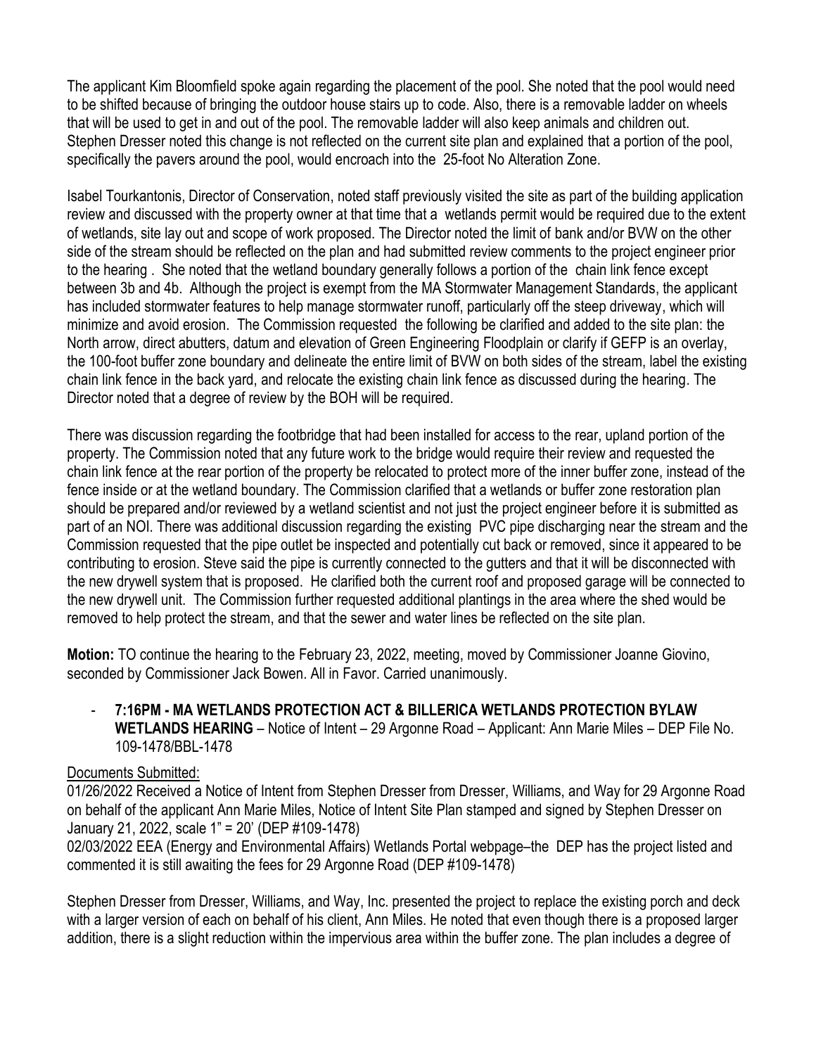The applicant Kim Bloomfield spoke again regarding the placement of the pool. She noted that the pool would need to be shifted because of bringing the outdoor house stairs up to code. Also, there is a removable ladder on wheels that will be used to get in and out of the pool. The removable ladder will also keep animals and children out. Stephen Dresser noted this change is not reflected on the current site plan and explained that a portion of the pool, specifically the pavers around the pool, would encroach into the 25-foot No Alteration Zone.

Isabel Tourkantonis, Director of Conservation, noted staff previously visited the site as part of the building application review and discussed with the property owner at that time that a wetlands permit would be required due to the extent of wetlands, site lay out and scope of work proposed. The Director noted the limit of bank and/or BVW on the other side of the stream should be reflected on the plan and had submitted review comments to the project engineer prior to the hearing . She noted that the wetland boundary generally follows a portion of the chain link fence except between 3b and 4b. Although the project is exempt from the MA Stormwater Management Standards, the applicant has included stormwater features to help manage stormwater runoff, particularly off the steep driveway, which will minimize and avoid erosion. The Commission requested the following be clarified and added to the site plan: the North arrow, direct abutters, datum and elevation of Green Engineering Floodplain or clarify if GEFP is an overlay, the 100-foot buffer zone boundary and delineate the entire limit of BVW on both sides of the stream, label the existing chain link fence in the back yard, and relocate the existing chain link fence as discussed during the hearing. The Director noted that a degree of review by the BOH will be required.

There was discussion regarding the footbridge that had been installed for access to the rear, upland portion of the property. The Commission noted that any future work to the bridge would require their review and requested the chain link fence at the rear portion of the property be relocated to protect more of the inner buffer zone, instead of the fence inside or at the wetland boundary. The Commission clarified that a wetlands or buffer zone restoration plan should be prepared and/or reviewed by a wetland scientist and not just the project engineer before it is submitted as part of an NOI. There was additional discussion regarding the existing PVC pipe discharging near the stream and the Commission requested that the pipe outlet be inspected and potentially cut back or removed, since it appeared to be contributing to erosion. Steve said the pipe is currently connected to the gutters and that it will be disconnected with the new drywell system that is proposed. He clarified both the current roof and proposed garage will be connected to the new drywell unit. The Commission further requested additional plantings in the area where the shed would be removed to help protect the stream, and that the sewer and water lines be reflected on the site plan.

**Motion:** TO continue the hearing to the February 23, 2022, meeting, moved by Commissioner Joanne Giovino, seconded by Commissioner Jack Bowen. All in Favor. Carried unanimously.

- **7:16PM - MA WETLANDS PROTECTION ACT & BILLERICA WETLANDS PROTECTION BYLAW WETLANDS HEARING** – Notice of Intent – 29 Argonne Road – Applicant: Ann Marie Miles – DEP File No. 109-1478/BBL-1478

Documents Submitted:

01/26/2022 Received a Notice of Intent from Stephen Dresser from Dresser, Williams, and Way for 29 Argonne Road on behalf of the applicant Ann Marie Miles, Notice of Intent Site Plan stamped and signed by Stephen Dresser on January 21, 2022, scale 1" = 20' (DEP #109-1478)

02/03/2022 EEA (Energy and Environmental Affairs) Wetlands Portal webpage–the DEP has the project listed and commented it is still awaiting the fees for 29 Argonne Road (DEP #109-1478)

Stephen Dresser from Dresser, Williams, and Way, Inc. presented the project to replace the existing porch and deck with a larger version of each on behalf of his client, Ann Miles. He noted that even though there is a proposed larger addition, there is a slight reduction within the impervious area within the buffer zone. The plan includes a degree of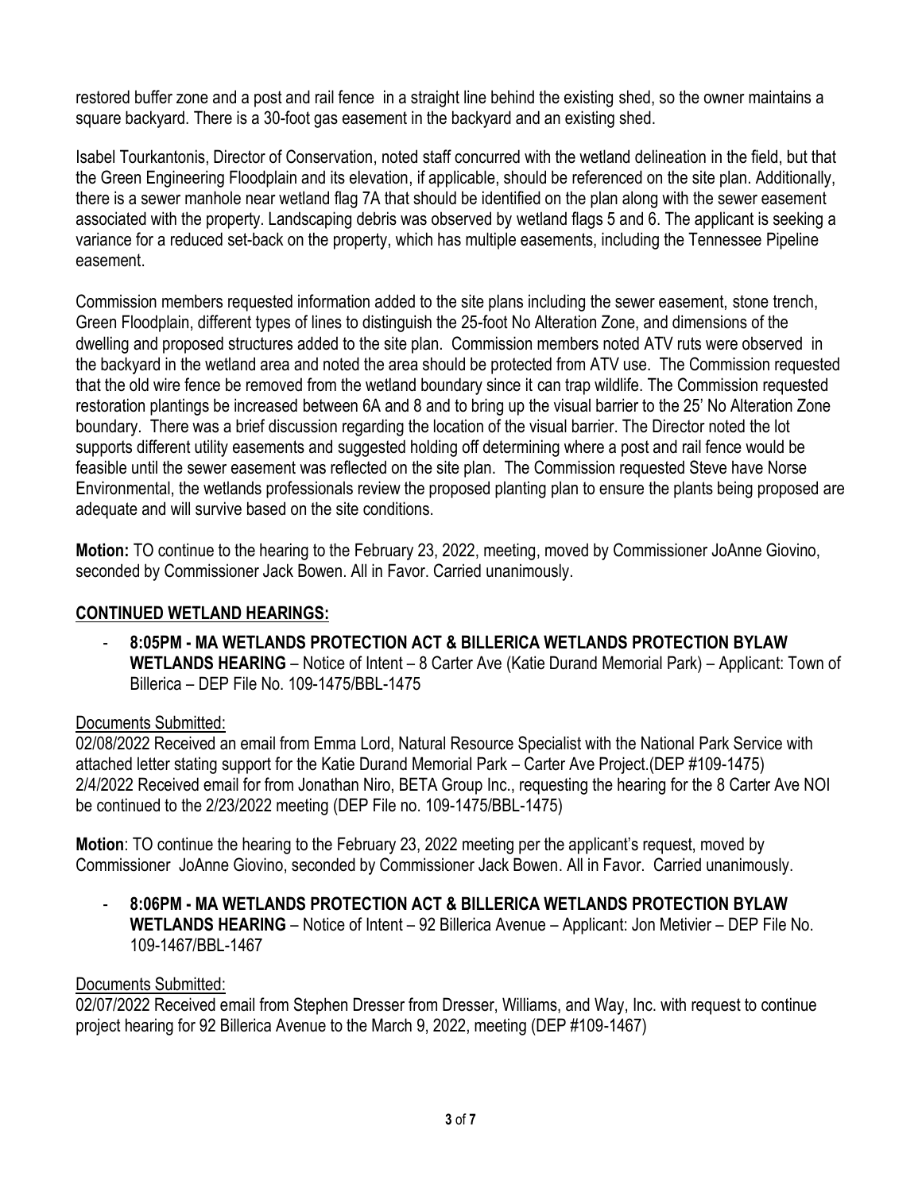restored buffer zone and a post and rail fence in a straight line behind the existing shed, so the owner maintains a square backyard. There is a 30-foot gas easement in the backyard and an existing shed.

Isabel Tourkantonis, Director of Conservation, noted staff concurred with the wetland delineation in the field, but that the Green Engineering Floodplain and its elevation, if applicable, should be referenced on the site plan. Additionally, there is a sewer manhole near wetland flag 7A that should be identified on the plan along with the sewer easement associated with the property. Landscaping debris was observed by wetland flags 5 and 6. The applicant is seeking a variance for a reduced set-back on the property, which has multiple easements, including the Tennessee Pipeline easement.

Commission members requested information added to the site plans including the sewer easement, stone trench, Green Floodplain, different types of lines to distinguish the 25-foot No Alteration Zone, and dimensions of the dwelling and proposed structures added to the site plan. Commission members noted ATV ruts were observed in the backyard in the wetland area and noted the area should be protected from ATV use. The Commission requested that the old wire fence be removed from the wetland boundary since it can trap wildlife. The Commission requested restoration plantings be increased between 6A and 8 and to bring up the visual barrier to the 25' No Alteration Zone boundary. There was a brief discussion regarding the location of the visual barrier. The Director noted the lot supports different utility easements and suggested holding off determining where a post and rail fence would be feasible until the sewer easement was reflected on the site plan. The Commission requested Steve have Norse Environmental, the wetlands professionals review the proposed planting plan to ensure the plants being proposed are adequate and will survive based on the site conditions.

**Motion:** TO continue to the hearing to the February 23, 2022, meeting, moved by Commissioner JoAnne Giovino, seconded by Commissioner Jack Bowen. All in Favor. Carried unanimously.

## CONTINUED WETLAND HEARINGS:

- **8:05PM - MA WETLANDS PROTECTION ACT & BILLERICA WETLANDS PROTECTION BYLAW WETLANDS HEARING** – Notice of Intent – 8 Carter Ave (Katie Durand Memorial Park) – Applicant: Town of Billerica – DEP File No. 109-1475/BBL-1475

Documents Submitted:

02/08/2022 Received an email from Emma Lord, Natural Resource Specialist with the National Park Service with attached letter stating support for the Katie Durand Memorial Park – Carter Ave Project.(DEP #109-1475)
2/4/2022 Received email for from Jonathan Niro, BETA Group Inc., requesting the hearing for the 8 Carter Ave NOI be continued to the 2/23/2022 meeting (DEP File no. 109-1475/BBL-1475)

**Motion**: TO continue the hearing to the February 23, 2022 meeting per the applicant's request, moved by Commissioner JoAnne Giovino, seconded by Commissioner Jack Bowen. All in Favor. Carried unanimously.

- **8:06PM - MA WETLANDS PROTECTION ACT & BILLERICA WETLANDS PROTECTION BYLAW WETLANDS HEARING** – Notice of Intent – 92 Billerica Avenue – Applicant: Jon Metivier – DEP File No. 109-1467/BBL-1467

Documents Submitted:

02/07/2022 Received email from Stephen Dresser from Dresser, Williams, and Way, Inc. with request to continue project hearing for 92 Billerica Avenue to the March 9, 2022, meeting (DEP #109-1467)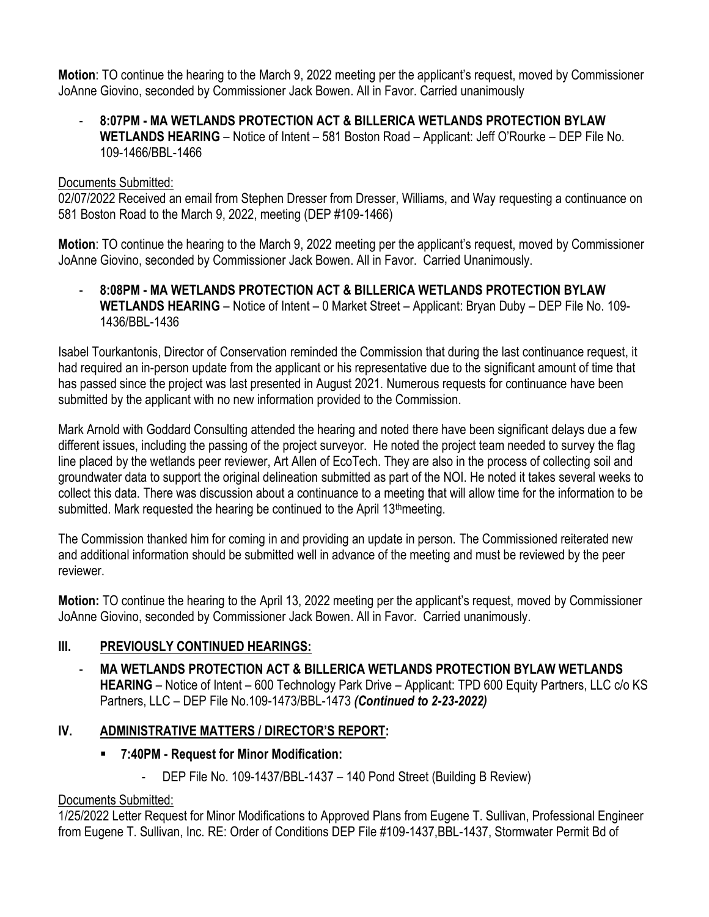**Motion**: TO continue the hearing to the March 9, 2022 meeting per the applicant's request, moved by Commissioner JoAnne Giovino, seconded by Commissioner Jack Bowen. All in Favor. Carried unanimously

- **8:07PM - MA WETLANDS PROTECTION ACT & BILLERICA WETLANDS PROTECTION BYLAW WETLANDS HEARING** – Notice of Intent – 581 Boston Road – Applicant: Jeff O'Rourke – DEP File No. 109-1466/BBL-1466

Documents Submitted:

02/07/2022 Received an email from Stephen Dresser from Dresser, Williams, and Way requesting a continuance on 581 Boston Road to the March 9, 2022, meeting (DEP #109-1466)

**Motion**: TO continue the hearing to the March 9, 2022 meeting per the applicant's request, moved by Commissioner JoAnne Giovino, seconded by Commissioner Jack Bowen. All in Favor. Carried Unanimously.

- **8:08PM - MA WETLANDS PROTECTION ACT & BILLERICA WETLANDS PROTECTION BYLAW WETLANDS HEARING** – Notice of Intent – 0 Market Street – Applicant: Bryan Duby – DEP File No. 109-1436/BBL-1436

Isabel Tourkantonis, Director of Conservation reminded the Commission that during the last continuance request, it had required an in-person update from the applicant or his representative due to the significant amount of time that has passed since the project was last presented in August 2021. Numerous requests for continuance have been submitted by the applicant with no new information provided to the Commission.

Mark Arnold with Goddard Consulting attended the hearing and noted there have been significant delays due a few different issues, including the passing of the project surveyor. He noted the project team needed to survey the flag line placed by the wetlands peer reviewer, Art Allen of EcoTech. They are also in the process of collecting soil and groundwater data to support the original delineation submitted as part of the NOI. He noted it takes several weeks to collect this data. There was discussion about a continuance to a meeting that will allow time for the information to be submitted. Mark requested the hearing be continued to the April 13th meeting.

The Commission thanked him for coming in and providing an update in person. The Commissioned reiterated new and additional information should be submitted well in advance of the meeting and must be reviewed by the peer reviewer.

**Motion:** TO continue the hearing to the April 13, 2022 meeting per the applicant's request, moved by Commissioner JoAnne Giovino, seconded by Commissioner Jack Bowen. All in Favor. Carried unanimously.

## III. PREVIOUSLY CONTINUED HEARINGS:

- **MA WETLANDS PROTECTION ACT & BILLERICA WETLANDS PROTECTION BYLAW WETLANDS HEARING** – Notice of Intent – 600 Technology Park Drive – Applicant: TPD 600 Equity Partners, LLC c/o KS Partners, LLC – DEP File No.109-1473/BBL-1473 ***(Continued to 2-23-2022)***

## IV. ADMINISTRATIVE MATTERS / DIRECTOR'S REPORT:

- **7:40PM - Request for Minor Modification:**
  - DEP File No. 109-1437/BBL-1437 – 140 Pond Street (Building B Review)

Documents Submitted:

1/25/2022 Letter Request for Minor Modifications to Approved Plans from Eugene T. Sullivan, Professional Engineer from Eugene T. Sullivan, Inc. RE: Order of Conditions DEP File #109-1437,BBL-1437, Stormwater Permit Bd of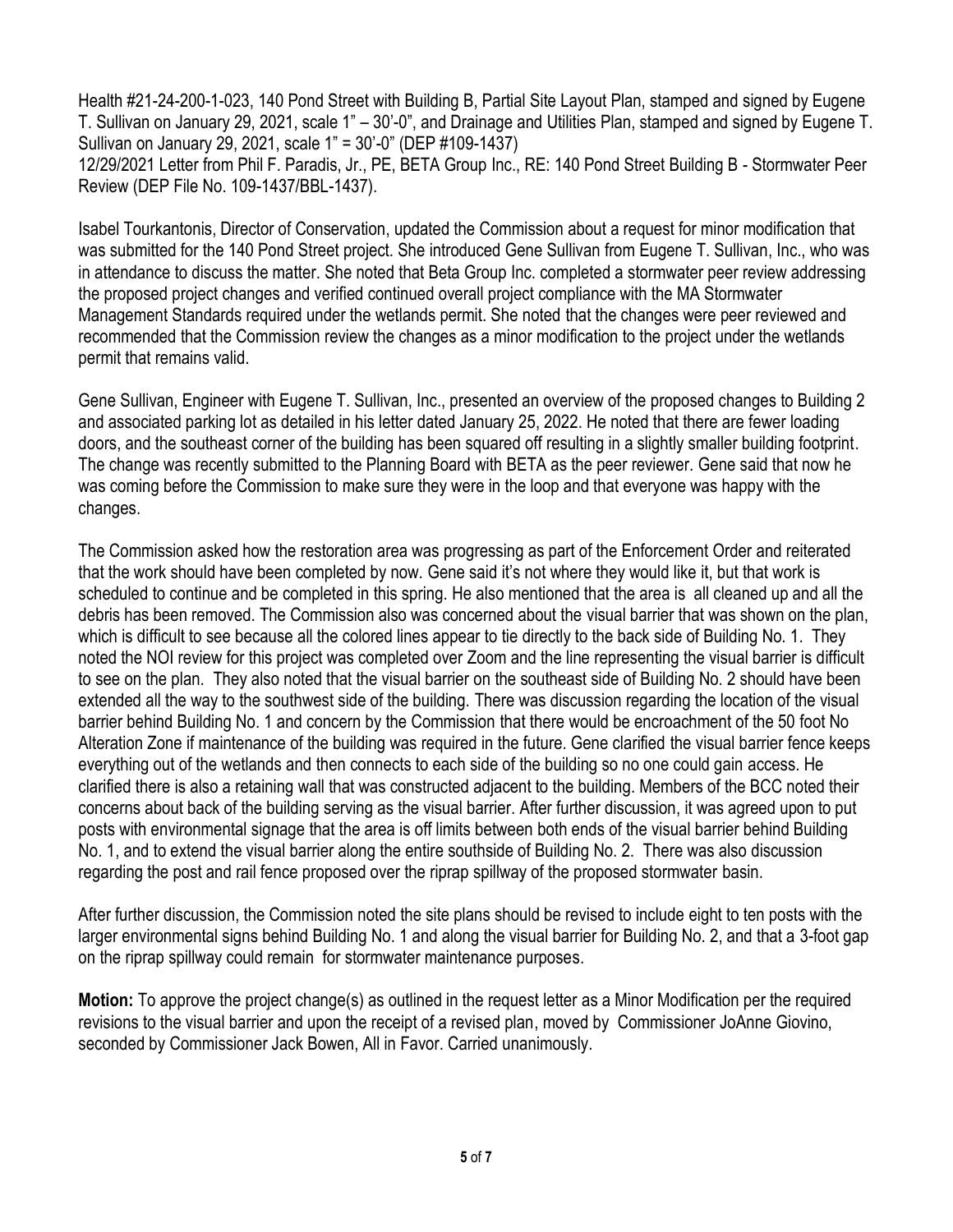Health #21-24-200-1-023, 140 Pond Street with Building B, Partial Site Layout Plan, stamped and signed by Eugene T. Sullivan on January 29, 2021, scale 1" – 30'-0", and Drainage and Utilities Plan, stamped and signed by Eugene T. Sullivan on January 29, 2021, scale 1" = 30'-0" (DEP #109-1437)
12/29/2021 Letter from Phil F. Paradis, Jr., PE, BETA Group Inc., RE: 140 Pond Street Building B - Stormwater Peer Review (DEP File No. 109-1437/BBL-1437).

Isabel Tourkantonis, Director of Conservation, updated the Commission about a request for minor modification that was submitted for the 140 Pond Street project. She introduced Gene Sullivan from Eugene T. Sullivan, Inc., who was in attendance to discuss the matter. She noted that Beta Group Inc. completed a stormwater peer review addressing the proposed project changes and verified continued overall project compliance with the MA Stormwater Management Standards required under the wetlands permit. She noted that the changes were peer reviewed and recommended that the Commission review the changes as a minor modification to the project under the wetlands permit that remains valid.

Gene Sullivan, Engineer with Eugene T. Sullivan, Inc., presented an overview of the proposed changes to Building 2 and associated parking lot as detailed in his letter dated January 25, 2022. He noted that there are fewer loading doors, and the southeast corner of the building has been squared off resulting in a slightly smaller building footprint. The change was recently submitted to the Planning Board with BETA as the peer reviewer. Gene said that now he was coming before the Commission to make sure they were in the loop and that everyone was happy with the changes.

The Commission asked how the restoration area was progressing as part of the Enforcement Order and reiterated that the work should have been completed by now. Gene said it's not where they would like it, but that work is scheduled to continue and be completed in this spring. He also mentioned that the area is all cleaned up and all the debris has been removed. The Commission also was concerned about the visual barrier that was shown on the plan, which is difficult to see because all the colored lines appear to tie directly to the back side of Building No. 1. They noted the NOI review for this project was completed over Zoom and the line representing the visual barrier is difficult to see on the plan. They also noted that the visual barrier on the southeast side of Building No. 2 should have been extended all the way to the southwest side of the building. There was discussion regarding the location of the visual barrier behind Building No. 1 and concern by the Commission that there would be encroachment of the 50 foot No Alteration Zone if maintenance of the building was required in the future. Gene clarified the visual barrier fence keeps everything out of the wetlands and then connects to each side of the building so no one could gain access. He clarified there is also a retaining wall that was constructed adjacent to the building. Members of the BCC noted their concerns about back of the building serving as the visual barrier. After further discussion, it was agreed upon to put posts with environmental signage that the area is off limits between both ends of the visual barrier behind Building No. 1, and to extend the visual barrier along the entire southside of Building No. 2. There was also discussion regarding the post and rail fence proposed over the riprap spillway of the proposed stormwater basin.

After further discussion, the Commission noted the site plans should be revised to include eight to ten posts with the larger environmental signs behind Building No. 1 and along the visual barrier for Building No. 2, and that a 3-foot gap on the riprap spillway could remain for stormwater maintenance purposes.

**Motion:** To approve the project change(s) as outlined in the request letter as a Minor Modification per the required revisions to the visual barrier and upon the receipt of a revised plan, moved by Commissioner JoAnne Giovino, seconded by Commissioner Jack Bowen, All in Favor. Carried unanimously.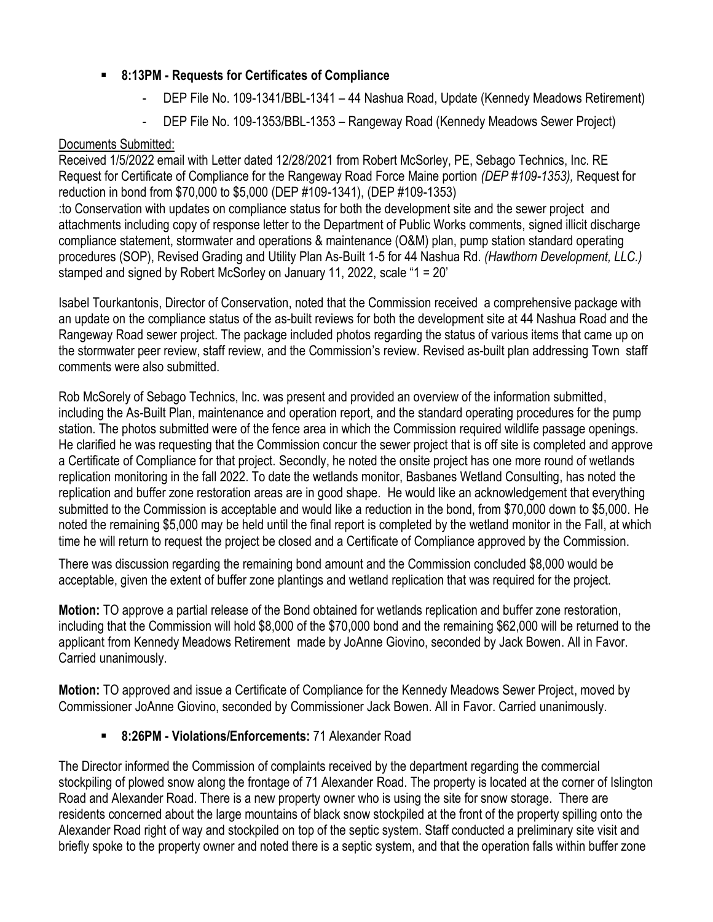- **8:13PM - Requests for Certificates of Compliance**
  - DEP File No. 109-1341/BBL-1341 – 44 Nashua Road, Update (Kennedy Meadows Retirement)
  - DEP File No. 109-1353/BBL-1353 – Rangeway Road (Kennedy Meadows Sewer Project)

<u>Documents Submitted:</u>

Received 1/5/2022 email with Letter dated 12/28/2021 from Robert McSorley, PE, Sebago Technics, Inc. RE Request for Certificate of Compliance for the Rangeway Road Force Maine portion *(DEP #109-1353),* Request for reduction in bond from $70,000 to $5,000 (DEP #109-1341), (DEP #109-1353)
:to Conservation with updates on compliance status for both the development site and the sewer project and attachments including copy of response letter to the Department of Public Works comments, signed illicit discharge compliance statement, stormwater and operations & maintenance (O&M) plan, pump station standard operating procedures (SOP), Revised Grading and Utility Plan As-Built 1-5 for 44 Nashua Rd. *(Hawthorn Development, LLC.)* stamped and signed by Robert McSorley on January 11, 2022, scale "1 = 20'

Isabel Tourkantonis, Director of Conservation, noted that the Commission received a comprehensive package with an update on the compliance status of the as-built reviews for both the development site at 44 Nashua Road and the Rangeway Road sewer project. The package included photos regarding the status of various items that came up on the stormwater peer review, staff review, and the Commission's review. Revised as-built plan addressing Town staff comments were also submitted.

Rob McSorely of Sebago Technics, Inc. was present and provided an overview of the information submitted, including the As-Built Plan, maintenance and operation report, and the standard operating procedures for the pump station. The photos submitted were of the fence area in which the Commission required wildlife passage openings. He clarified he was requesting that the Commission concur the sewer project that is off site is completed and approve a Certificate of Compliance for that project. Secondly, he noted the onsite project has one more round of wetlands replication monitoring in the fall 2022. To date the wetlands monitor, Basbanes Wetland Consulting, has noted the replication and buffer zone restoration areas are in good shape. He would like an acknowledgement that everything submitted to the Commission is acceptable and would like a reduction in the bond, from $70,000 down to $5,000. He noted the remaining $5,000 may be held until the final report is completed by the wetland monitor in the Fall, at which time he will return to request the project be closed and a Certificate of Compliance approved by the Commission.

There was discussion regarding the remaining bond amount and the Commission concluded $8,000 would be acceptable, given the extent of buffer zone plantings and wetland replication that was required for the project.

**Motion:** TO approve a partial release of the Bond obtained for wetlands replication and buffer zone restoration, including that the Commission will hold $8,000 of the $70,000 bond and the remaining $62,000 will be returned to the applicant from Kennedy Meadows Retirement made by JoAnne Giovino, seconded by Jack Bowen. All in Favor. Carried unanimously.

**Motion:** TO approved and issue a Certificate of Compliance for the Kennedy Meadows Sewer Project, moved by Commissioner JoAnne Giovino, seconded by Commissioner Jack Bowen. All in Favor. Carried unanimously.

- **8:26PM - Violations/Enforcements:** 71 Alexander Road

The Director informed the Commission of complaints received by the department regarding the commercial stockpiling of plowed snow along the frontage of 71 Alexander Road. The property is located at the corner of Islington Road and Alexander Road. There is a new property owner who is using the site for snow storage. There are residents concerned about the large mountains of black snow stockpiled at the front of the property spilling onto the Alexander Road right of way and stockpiled on top of the septic system. Staff conducted a preliminary site visit and briefly spoke to the property owner and noted there is a septic system, and that the operation falls within buffer zone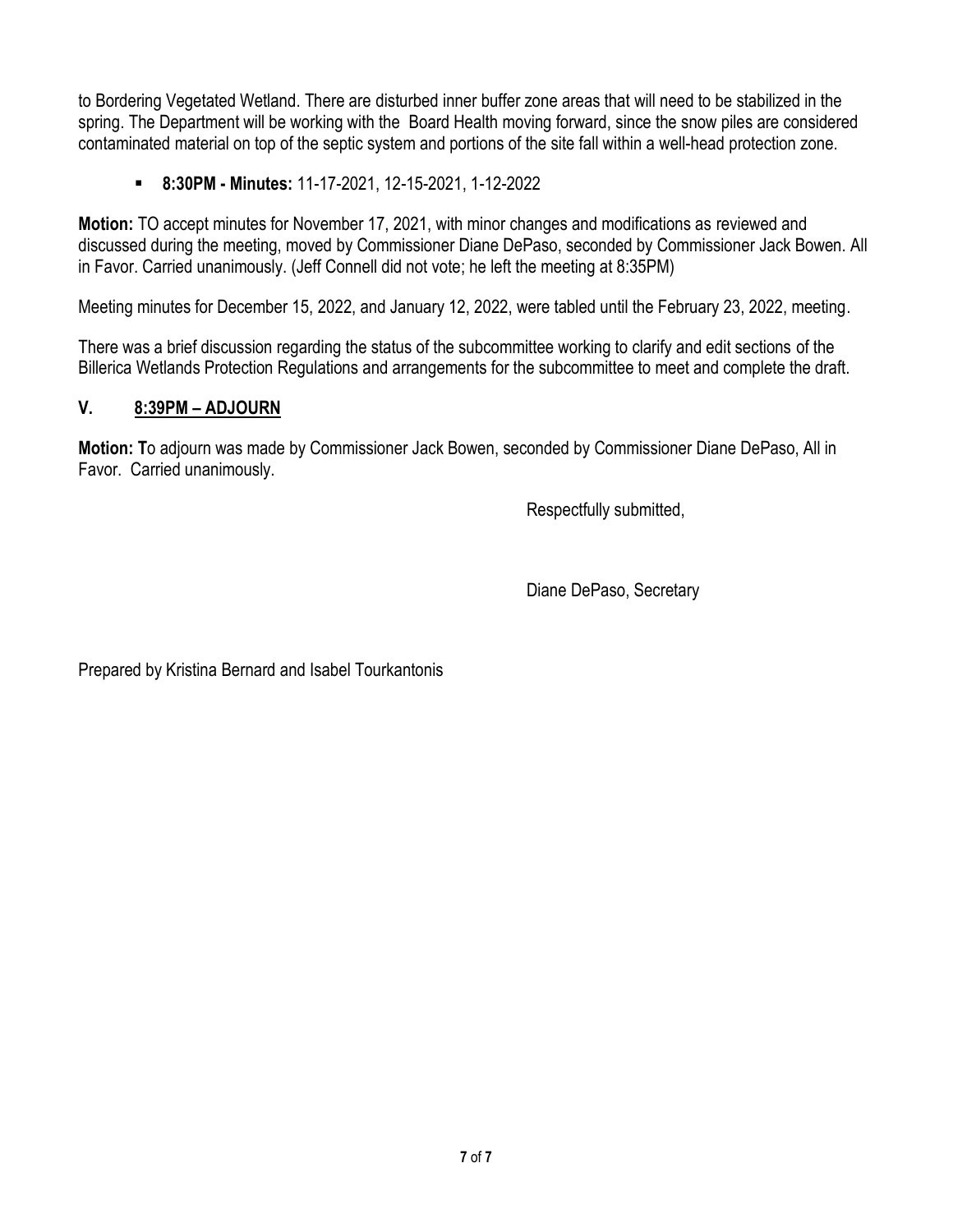to Bordering Vegetated Wetland. There are disturbed inner buffer zone areas that will need to be stabilized in the spring. The Department will be working with the Board Health moving forward, since the snow piles are considered contaminated material on top of the septic system and portions of the site fall within a well-head protection zone.

- **8:30PM - Minutes:** 11-17-2021, 12-15-2021, 1-12-2022

**Motion:** TO accept minutes for November 17, 2021, with minor changes and modifications as reviewed and discussed during the meeting, moved by Commissioner Diane DePaso, seconded by Commissioner Jack Bowen. All in Favor. Carried unanimously. (Jeff Connell did not vote; he left the meeting at 8:35PM)

Meeting minutes for December 15, 2022, and January 12, 2022, were tabled until the February 23, 2022, meeting.

There was a brief discussion regarding the status of the subcommittee working to clarify and edit sections of the Billerica Wetlands Protection Regulations and arrangements for the subcommittee to meet and complete the draft.

## V. 8:39PM – ADJOURN

**Motion: T**o adjourn was made by Commissioner Jack Bowen, seconded by Commissioner Diane DePaso, All in Favor. Carried unanimously.

Respectfully submitted,

Diane DePaso, Secretary

Prepared by Kristina Bernard and Isabel Tourkantonis